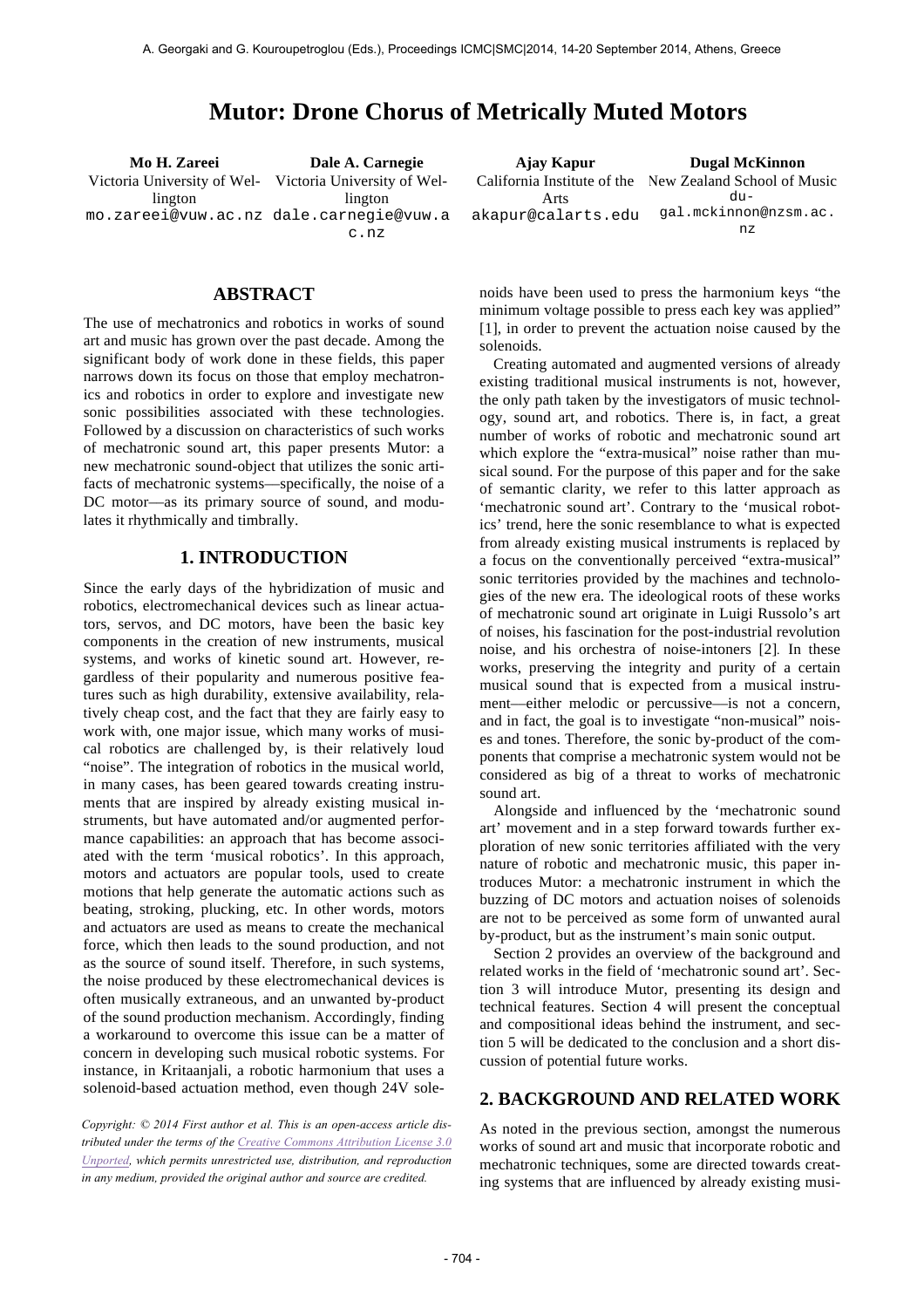# Mutor: Drone Chorus of Metrically Muted Motors

**Mo H. Zareei**
Victoria University of Wellington
mo.zareei@vuw.ac.nz

**Dale A. Carnegie**
Victoria University of Wellington
dale.carnegie@vuw.ac.nz

**Ajay Kapur**
California Institute of the Arts
akapur@calarts.edu

**Dugal McKinnon**
New Zealand School of Music
dugal.mckinnon@nzsm.ac.nz

## ABSTRACT

The use of mechatronics and robotics in works of sound art and music has grown over the past decade. Among the significant body of work done in these fields, this paper narrows down its focus on those that employ mechatronics and robotics in order to explore and investigate new sonic possibilities associated with these technologies. Followed by a discussion on characteristics of such works of mechatronic sound art, this paper presents Mutor: a new mechatronic sound-object that utilizes the sonic artifacts of mechatronic systems—specifically, the noise of a DC motor—as its primary source of sound, and modulates it rhythmically and timbrally.

## 1. INTRODUCTION

Since the early days of the hybridization of music and robotics, electromechanical devices such as linear actuators, servos, and DC motors, have been the basic key components in the creation of new instruments, musical systems, and works of kinetic sound art. However, regardless of their popularity and numerous positive features such as high durability, extensive availability, relatively cheap cost, and the fact that they are fairly easy to work with, one major issue, which many works of musical robotics are challenged by, is their relatively loud "noise". The integration of robotics in the musical world, in many cases, has been geared towards creating instruments that are inspired by already existing musical instruments, but have automated and/or augmented performance capabilities: an approach that has become associated with the term 'musical robotics'. In this approach, motors and actuators are popular tools, used to create motions that help generate the automatic actions such as beating, stroking, plucking, etc. In other words, motors and actuators are used as means to create the mechanical force, which then leads to the sound production, and not as the source of sound itself. Therefore, in such systems, the noise produced by these electromechanical devices is often musically extraneous, and an unwanted by-product of the sound production mechanism. Accordingly, finding a workaround to overcome this issue can be a matter of concern in developing such musical robotic systems. For instance, in Kritaanjali, a robotic harmonium that uses a solenoid-based actuation method, even though 24V solenoids have been used to press the harmonium keys "the minimum voltage possible to press each key was applied" [1], in order to prevent the actuation noise caused by the solenoids.

Creating automated and augmented versions of already existing traditional musical instruments is not, however, the only path taken by the investigators of music technology, sound art, and robotics. There is, in fact, a great number of works of robotic and mechatronic sound art which explore the "extra-musical" noise rather than musical sound. For the purpose of this paper and for the sake of semantic clarity, we refer to this latter approach as 'mechatronic sound art'. Contrary to the 'musical robotics' trend, here the sonic resemblance to what is expected from already existing musical instruments is replaced by a focus on the conventionally perceived "extra-musical" sonic territories provided by the machines and technologies of the new era. The ideological roots of these works of mechatronic sound art originate in Luigi Russolo's art of noises, his fascination for the post-industrial revolution noise, and his orchestra of noise-intoners [2]. In these works, preserving the integrity and purity of a certain musical sound that is expected from a musical instrument—either melodic or percussive—is not a concern, and in fact, the goal is to investigate "non-musical" noises and tones. Therefore, the sonic by-product of the components that comprise a mechatronic system would not be considered as big of a threat to works of mechatronic sound art.

Alongside and influenced by the 'mechatronic sound art' movement and in a step forward towards further exploration of new sonic territories affiliated with the very nature of robotic and mechatronic music, this paper introduces Mutor: a mechatronic instrument in which the buzzing of DC motors and actuation noises of solenoids are not to be perceived as some form of unwanted aural by-product, but as the instrument's main sonic output.

Section 2 provides an overview of the background and related works in the field of 'mechatronic sound art'. Section 3 will introduce Mutor, presenting its design and technical features. Section 4 will present the conceptual and compositional ideas behind the instrument, and section 5 will be dedicated to the conclusion and a short discussion of potential future works.

## 2. BACKGROUND AND RELATED WORK

As noted in the previous section, amongst the numerous works of sound art and music that incorporate robotic and mechatronic techniques, some are directed towards creating systems that are influenced by already existing musi-

*Copyright: © 2014 First author et al. This is an open-access article distributed under the terms of the Creative Commons Attribution License 3.0 Unported, which permits unrestricted use, distribution, and reproduction in any medium, provided the original author and source are credited.*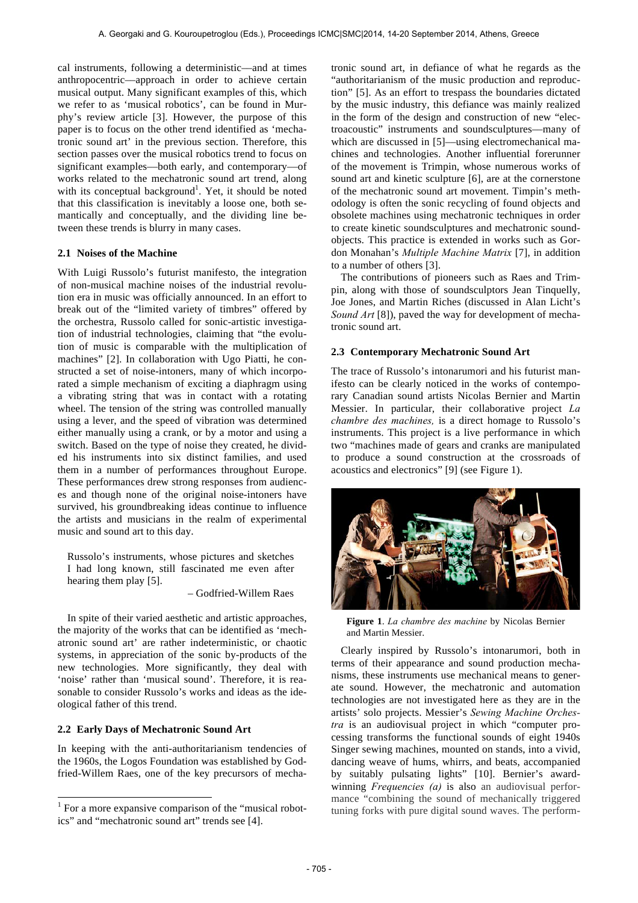cal instruments, following a deterministic—and at times anthropocentric—approach in order to achieve certain musical output. Many significant examples of this, which we refer to as 'musical robotics', can be found in Murphy's review article [3]. However, the purpose of this paper is to focus on the other trend identified as 'mechatronic sound art' in the previous section. Therefore, this section passes over the musical robotics trend to focus on significant examples—both early, and contemporary—of works related to the mechatronic sound art trend, along with its conceptual background[1]. Yet, it should be noted that this classification is inevitably a loose one, both semantically and conceptually, and the dividing line between these trends is blurry in many cases.

### 2.1 Noises of the Machine

With Luigi Russolo's futurist manifesto, the integration of non-musical machine noises of the industrial revolution era in music was officially announced. In an effort to break out of the "limited variety of timbres" offered by the orchestra, Russolo called for sonic-artistic investigation of industrial technologies, claiming that "the evolution of music is comparable with the multiplication of machines" [2]. In collaboration with Ugo Piatti, he constructed a set of noise-intoners, many of which incorporated a simple mechanism of exciting a diaphragm using a vibrating string that was in contact with a rotating wheel. The tension of the string was controlled manually using a lever, and the speed of vibration was determined either manually using a crank, or by a motor and using a switch. Based on the type of noise they created, he divided his instruments into six distinct families, and used them in a number of performances throughout Europe. These performances drew strong responses from audiences and though none of the original noise-intoners have survived, his groundbreaking ideas continue to influence the artists and musicians in the realm of experimental music and sound art to this day.

> Russolo's instruments, whose pictures and sketches I had long known, still fascinated me even after hearing them play [5].
>
> – Godfried-Willem Raes

In spite of their varied aesthetic and artistic approaches, the majority of the works that can be identified as 'mechatronic sound art' are rather indeterministic, or chaotic systems, in appreciation of the sonic by-products of the new technologies. More significantly, they deal with 'noise' rather than 'musical sound'. Therefore, it is reasonable to consider Russolo's works and ideas as the ideological father of this trend.

### 2.2 Early Days of Mechatronic Sound Art

In keeping with the anti-authoritarianism tendencies of the 1960s, the Logos Foundation was established by Godfried-Willem Raes, one of the key precursors of mechatronic sound art, in defiance of what he regards as the "authoritarianism of the music production and reproduction" [5]. As an effort to trespass the boundaries dictated by the music industry, this defiance was mainly realized in the form of the design and construction of new "electroacoustic" instruments and soundsculptures—many of which are discussed in [5]—using electromechanical machines and technologies. Another influential forerunner of the movement is Trimpin, whose numerous works of sound art and kinetic sculpture [6], are at the cornerstone of the mechatronic sound art movement. Timpin's methodology is often the sonic recycling of found objects and obsolete machines using mechatronic techniques in order to create kinetic soundsculptures and mechatronic soundobjects. This practice is extended in works such as Gordon Monahan's *Multiple Machine Matrix* [7], in addition to a number of others [3].

The contributions of pioneers such as Raes and Trimpin, along with those of soundsculptors Jean Tinquelly, Joe Jones, and Martin Riches (discussed in Alan Licht's *Sound Art* [8]), paved the way for development of mechatronic sound art.

### 2.3 Contemporary Mechatronic Sound Art

The trace of Russolo's intonarumori and his futurist manifesto can be clearly noticed in the works of contemporary Canadian sound artists Nicolas Bernier and Martin Messier. In particular, their collaborative project *La chambre des machines,* is a direct homage to Russolo's instruments. This project is a live performance in which two "machines made of gears and cranks are manipulated to produce a sound construction at the crossroads of acoustics and electronics" [9] (see Figure 1).

**Figure 1**. *La chambre des machine* by Nicolas Bernier and Martin Messier.

Clearly inspired by Russolo's intonarumori, both in terms of their appearance and sound production mechanisms, these instruments use mechanical means to generate sound. However, the mechatronic and automation technologies are not investigated here as they are in the artists' solo projects. Messier's *Sewing Machine Orchestra* is an audiovisual project in which "computer processing transforms the functional sounds of eight 1940s Singer sewing machines, mounted on stands, into a vivid, dancing weave of hums, whirrs, and beats, accompanied by suitably pulsating lights" [10]. Bernier's award-winning *Frequencies (a)* is also an audiovisual performance "combining the sound of mechanically triggered tuning forks with pure digital sound waves. The perform-

[1] For a more expansive comparison of the "musical robotics" and "mechatronic sound art" trends see [4].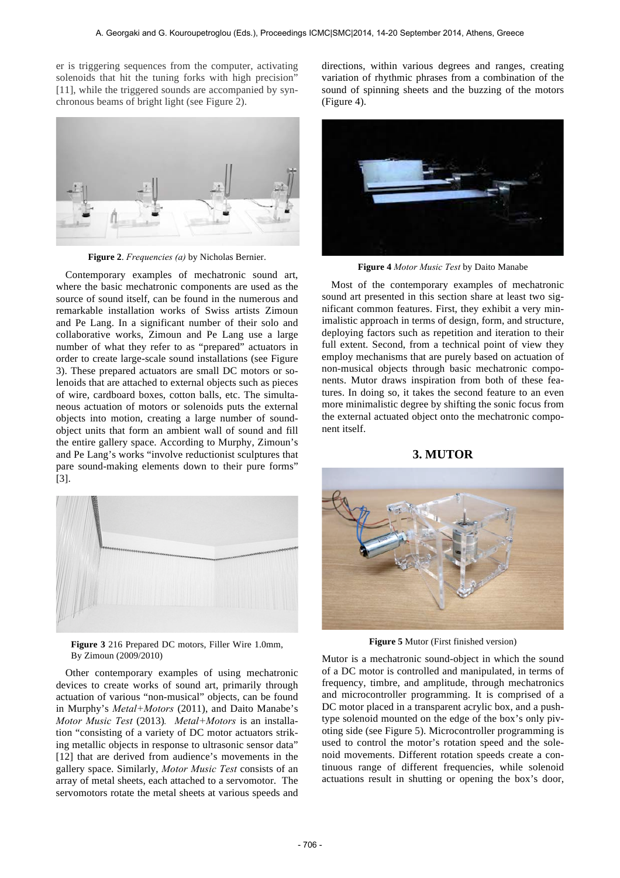er is triggering sequences from the computer, activating solenoids that hit the tuning forks with high precision" [11], while the triggered sounds are accompanied by synchronous beams of bright light (see Figure 2).

**Figure 2**. *Frequencies (a)* by Nicholas Bernier.

Contemporary examples of mechatronic sound art, where the basic mechatronic components are used as the source of sound itself, can be found in the numerous and remarkable installation works of Swiss artists Zimoun and Pe Lang. In a significant number of their solo and collaborative works, Zimoun and Pe Lang use a large number of what they refer to as "prepared" actuators in order to create large-scale sound installations (see Figure 3). These prepared actuators are small DC motors or solenoids that are attached to external objects such as pieces of wire, cardboard boxes, cotton balls, etc. The simultaneous actuation of motors or solenoids puts the external objects into motion, creating a large number of sound-object units that form an ambient wall of sound and fill the entire gallery space. According to Murphy, Zimoun's and Pe Lang's works "involve reductionist sculptures that pare sound-making elements down to their pure forms" [3].

**Figure 3** 216 Prepared DC motors, Filler Wire 1.0mm, By Zimoun (2009/2010)

Other contemporary examples of using mechatronic devices to create works of sound art, primarily through actuation of various "non-musical" objects, can be found in Murphy's *Metal+Motors* (2011), and Daito Manabe's *Motor Music Test* (2013). *Metal+Motors* is an installation "consisting of a variety of DC motor actuators striking metallic objects in response to ultrasonic sensor data" [12] that are derived from audience's movements in the gallery space. Similarly, *Motor Music Test* consists of an array of metal sheets, each attached to a servomotor. The servomotors rotate the metal sheets at various speeds and directions, within various degrees and ranges, creating variation of rhythmic phrases from a combination of the sound of spinning sheets and the buzzing of the motors (Figure 4).

**Figure 4** *Motor Music Test* by Daito Manabe

Most of the contemporary examples of mechatronic sound art presented in this section share at least two significant common features. First, they exhibit a very minimalistic approach in terms of design, form, and structure, deploying factors such as repetition and iteration to their full extent. Second, from a technical point of view they employ mechanisms that are purely based on actuation of non-musical objects through basic mechatronic components. Mutor draws inspiration from both of these features. In doing so, it takes the second feature to an even more minimalistic degree by shifting the sonic focus from the external actuated object onto the mechatronic component itself.

## 3. MUTOR

**Figure 5** Mutor (First finished version)

Mutor is a mechatronic sound-object in which the sound of a DC motor is controlled and manipulated, in terms of frequency, timbre, and amplitude, through mechatronics and microcontroller programming. It is comprised of a DC motor placed in a transparent acrylic box, and a push-type solenoid mounted on the edge of the box's only pivoting side (see Figure 5). Microcontroller programming is used to control the motor's rotation speed and the solenoid movements. Different rotation speeds create a continuous range of different frequencies, while solenoid actuations result in shutting or opening the box's door,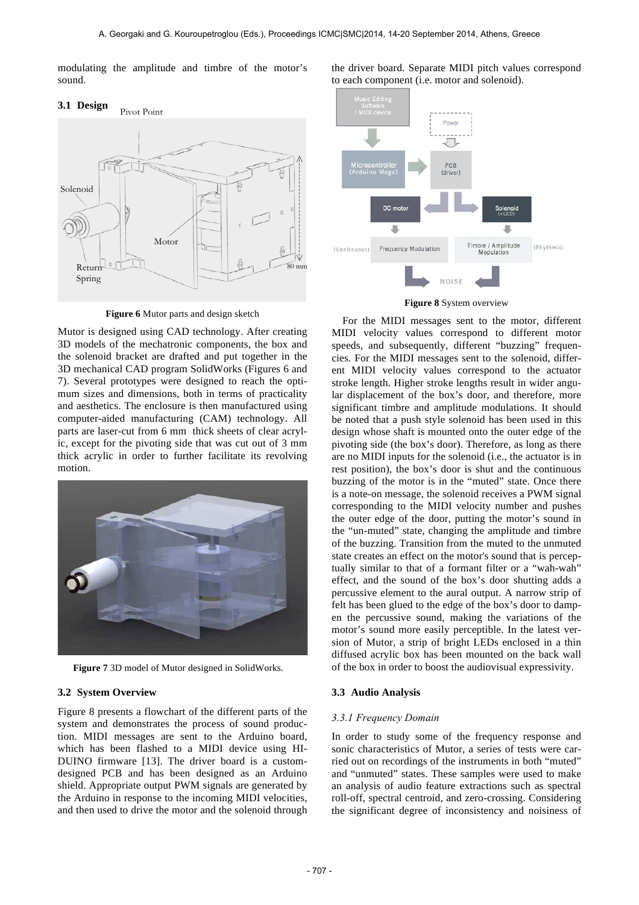modulating the amplitude and timbre of the motor's sound.

### 3.1 Design

**Figure 6** Mutor parts and design sketch

Mutor is designed using CAD technology. After creating 3D models of the mechatronic components, the box and the solenoid bracket are drafted and put together in the 3D mechanical CAD program SolidWorks (Figures 6 and 7). Several prototypes were designed to reach the optimum sizes and dimensions, both in terms of practicality and aesthetics. The enclosure is then manufactured using computer-aided manufacturing (CAM) technology. All parts are laser-cut from 6 mm thick sheets of clear acrylic, except for the pivoting side that was cut out of 3 mm thick acrylic in order to further facilitate its revolving motion.

**Figure 7** 3D model of Mutor designed in SolidWorks.

### 3.2 System Overview

Figure 8 presents a flowchart of the different parts of the system and demonstrates the process of sound production. MIDI messages are sent to the Arduino board, which has been flashed to a MIDI device using HIDUINO firmware [13]. The driver board is a custom-designed PCB and has been designed as an Arduino shield. Appropriate output PWM signals are generated by the Arduino in response to the incoming MIDI velocities, and then used to drive the motor and the solenoid through the driver board. Separate MIDI pitch values correspond to each component (i.e. motor and solenoid).

**Figure 8** System overview

For the MIDI messages sent to the motor, different MIDI velocity values correspond to different motor speeds, and subsequently, different "buzzing" frequencies. For the MIDI messages sent to the solenoid, different MIDI velocity values correspond to the actuator stroke length. Higher stroke lengths result in wider angular displacement of the box's door, and therefore, more significant timbre and amplitude modulations. It should be noted that a push style solenoid has been used in this design whose shaft is mounted onto the outer edge of the pivoting side (the box's door). Therefore, as long as there are no MIDI inputs for the solenoid (i.e., the actuator is in rest position), the box's door is shut and the continuous buzzing of the motor is in the "muted" state. Once there is a note-on message, the solenoid receives a PWM signal corresponding to the MIDI velocity number and pushes the outer edge of the door, putting the motor's sound in the "un-muted" state, changing the amplitude and timbre of the buzzing. Transition from the muted to the unmuted state creates an effect on the motor's sound that is perceptually similar to that of a formant filter or a "wah-wah" effect, and the sound of the box's door shutting adds a percussive element to the aural output. A narrow strip of felt has been glued to the edge of the box's door to dampen the percussive sound, making the variations of the motor's sound more easily perceptible. In the latest version of Mutor, a strip of bright LEDs enclosed in a thin diffused acrylic box has been mounted on the back wall of the box in order to boost the audiovisual expressivity.

### 3.3 Audio Analysis

#### *3.3.1 Frequency Domain*

In order to study some of the frequency response and sonic characteristics of Mutor, a series of tests were carried out on recordings of the instruments in both "muted" and "unmuted" states. These samples were used to make an analysis of audio feature extractions such as spectral roll-off, spectral centroid, and zero-crossing. Considering the significant degree of inconsistency and noisiness of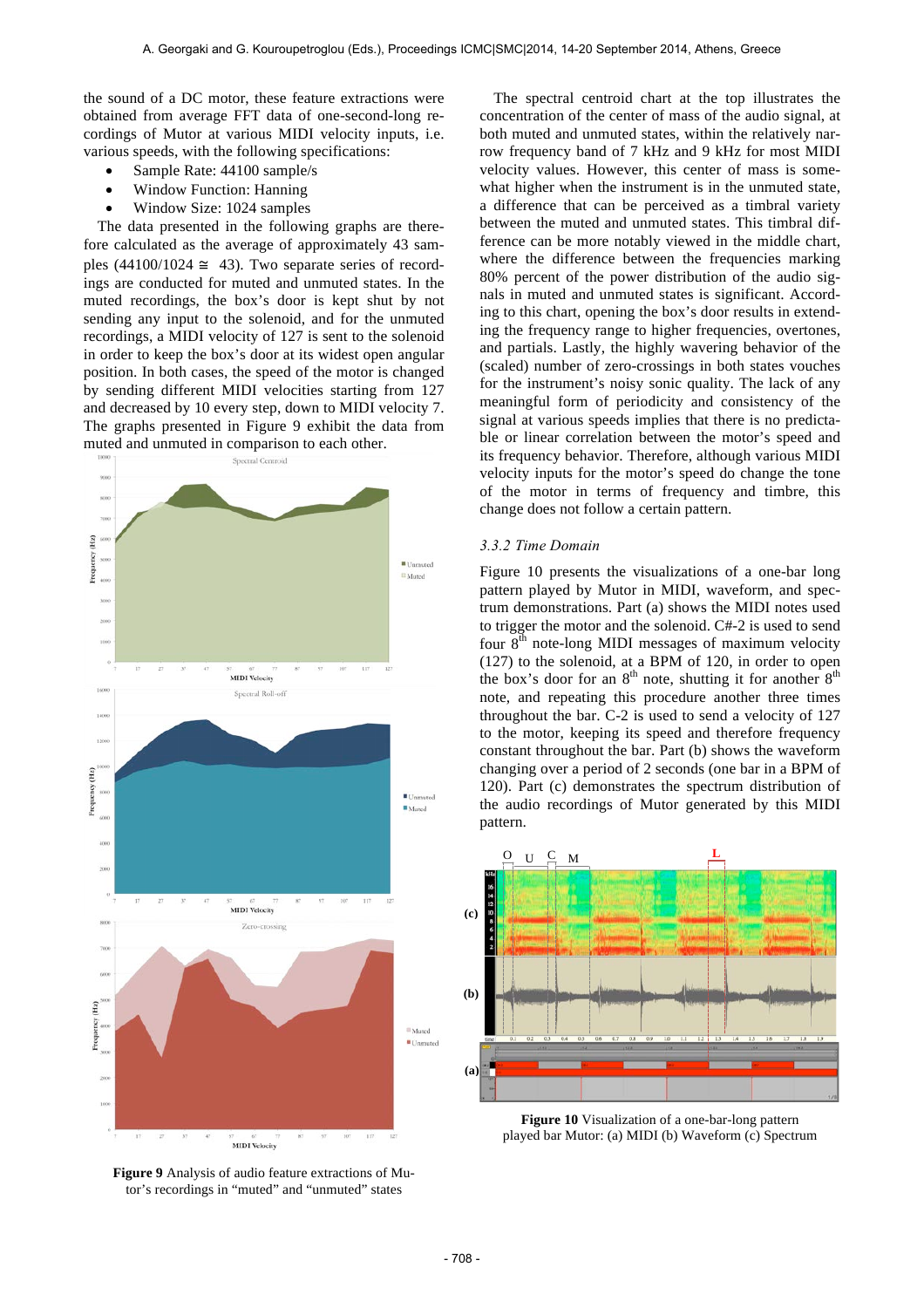the sound of a DC motor, these feature extractions were obtained from average FFT data of one-second-long recordings of Mutor at various MIDI velocity inputs, i.e. various speeds, with the following specifications:

- Sample Rate: 44100 sample/s
- Window Function: Hanning
- Window Size: 1024 samples

The data presented in the following graphs are therefore calculated as the average of approximately 43 samples (44100/1024 ≅ 43). Two separate series of recordings are conducted for muted and unmuted states. In the muted recordings, the box's door is kept shut by not sending any input to the solenoid, and for the unmuted recordings, a MIDI velocity of 127 is sent to the solenoid in order to keep the box's door at its widest open angular position. In both cases, the speed of the motor is changed by sending different MIDI velocities starting from 127 and decreased by 10 every step, down to MIDI velocity 7. The graphs presented in Figure 9 exhibit the data from muted and unmuted in comparison to each other.

**Figure 9** Analysis of audio feature extractions of Mutor's recordings in "muted" and "unmuted" states

The spectral centroid chart at the top illustrates the concentration of the center of mass of the audio signal, at both muted and unmuted states, within the relatively narrow frequency band of 7 kHz and 9 kHz for most MIDI velocity values. However, this center of mass is somewhat higher when the instrument is in the unmuted state, a difference that can be perceived as a timbral variety between the muted and unmuted states. This timbral difference can be more notably viewed in the middle chart, where the difference between the frequencies marking 80% percent of the power distribution of the audio signals in muted and unmuted states is significant. According to this chart, opening the box's door results in extending the frequency range to higher frequencies, overtones, and partials. Lastly, the highly wavering behavior of the (scaled) number of zero-crossings in both states vouches for the instrument's noisy sonic quality. The lack of any meaningful form of periodicity and consistency of the signal at various speeds implies that there is no predictable or linear correlation between the motor's speed and its frequency behavior. Therefore, although various MIDI velocity inputs for the motor's speed do change the tone of the motor in terms of frequency and timbre, this change does not follow a certain pattern.

### 3.3.2 Time Domain

Figure 10 presents the visualizations of a one-bar long pattern played by Mutor in MIDI, waveform, and spectrum demonstrations. Part (a) shows the MIDI notes used to trigger the motor and the solenoid. C#-2 is used to send four 8th note-long MIDI messages of maximum velocity (127) to the solenoid, at a BPM of 120, in order to open the box's door for an 8th note, shutting it for another 8th note, and repeating this procedure another three times throughout the bar. C-2 is used to send a velocity of 127 to the motor, keeping its speed and therefore frequency constant throughout the bar. Part (b) shows the waveform changing over a period of 2 seconds (one bar in a BPM of 120). Part (c) demonstrates the spectrum distribution of the audio recordings of Mutor generated by this MIDI pattern.

**Figure 10** Visualization of a one-bar-long pattern played bar Mutor: (a) MIDI (b) Waveform (c) Spectrum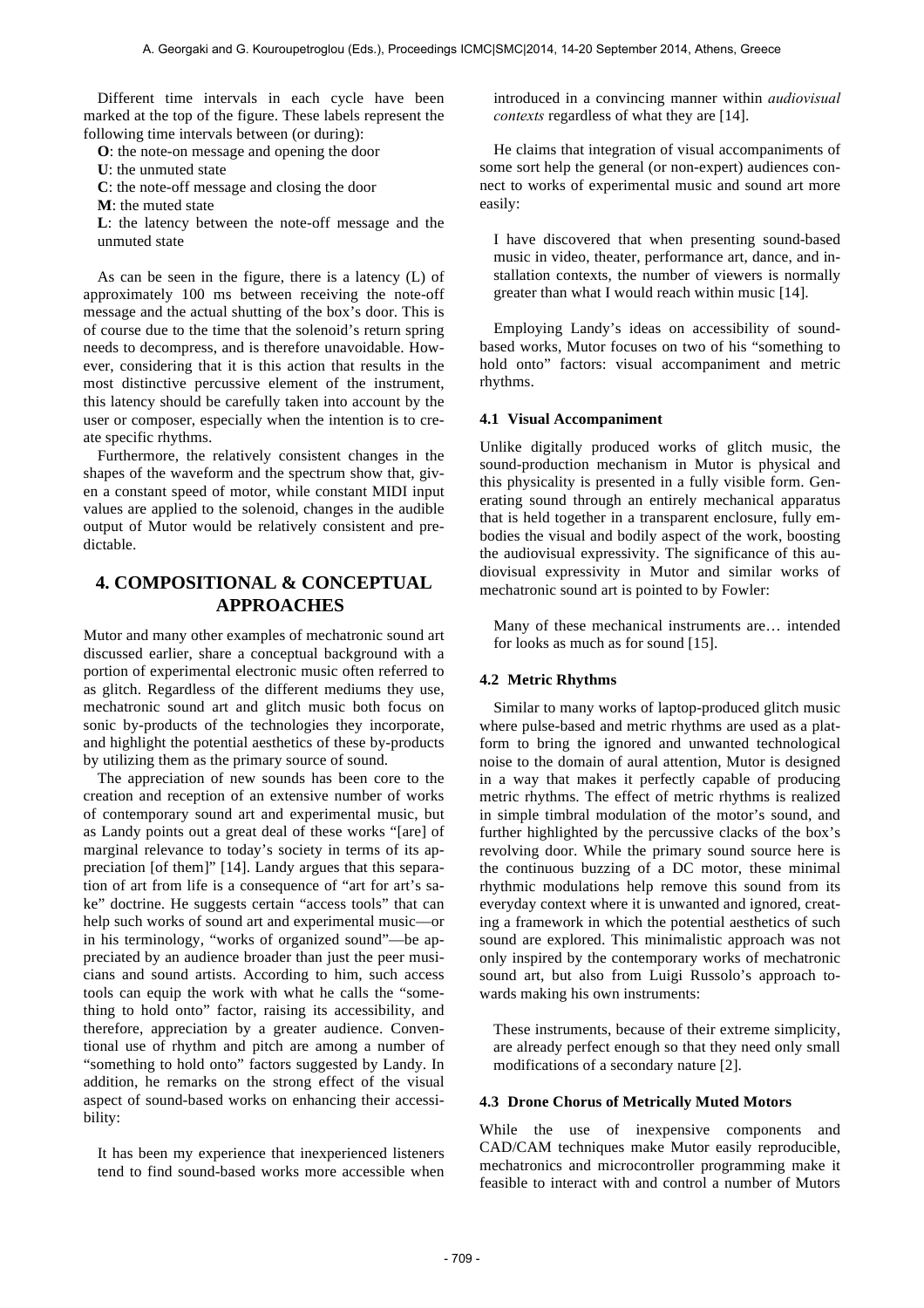Different time intervals in each cycle have been marked at the top of the figure. These labels represent the following time intervals between (or during):

**O**: the note-on message and opening the door
**U**: the unmuted state
**C**: the note-off message and closing the door
**M**: the muted state
**L**: the latency between the note-off message and the unmuted state

As can be seen in the figure, there is a latency (L) of approximately 100 ms between receiving the note-off message and the actual shutting of the box's door. This is of course due to the time that the solenoid's return spring needs to decompress, and is therefore unavoidable. However, considering that it is this action that results in the most distinctive percussive element of the instrument, this latency should be carefully taken into account by the user or composer, especially when the intention is to create specific rhythms.

Furthermore, the relatively consistent changes in the shapes of the waveform and the spectrum show that, given a constant speed of motor, while constant MIDI input values are applied to the solenoid, changes in the audible output of Mutor would be relatively consistent and predictable.

## 4. COMPOSITIONAL & CONCEPTUAL APPROACHES

Mutor and many other examples of mechatronic sound art discussed earlier, share a conceptual background with a portion of experimental electronic music often referred to as glitch. Regardless of the different mediums they use, mechatronic sound art and glitch music both focus on sonic by-products of the technologies they incorporate, and highlight the potential aesthetics of these by-products by utilizing them as the primary source of sound.

The appreciation of new sounds has been core to the creation and reception of an extensive number of works of contemporary sound art and experimental music, but as Landy points out a great deal of these works "[are] of marginal relevance to today's society in terms of its appreciation [of them]" [14]. Landy argues that this separation of art from life is a consequence of "art for art's sake" doctrine. He suggests certain "access tools" that can help such works of sound art and experimental music—or in his terminology, "works of organized sound"—be appreciated by an audience broader than just the peer musicians and sound artists. According to him, such access tools can equip the work with what he calls the "something to hold onto" factor, raising its accessibility, and therefore, appreciation by a greater audience. Conventional use of rhythm and pitch are among a number of "something to hold onto" factors suggested by Landy. In addition, he remarks on the strong effect of the visual aspect of sound-based works on enhancing their accessibility:

> It has been my experience that inexperienced listeners tend to find sound-based works more accessible when introduced in a convincing manner within *audiovisual contexts* regardless of what they are [14].

He claims that integration of visual accompaniments of some sort help the general (or non-expert) audiences connect to works of experimental music and sound art more easily:

> I have discovered that when presenting sound-based music in video, theater, performance art, dance, and installation contexts, the number of viewers is normally greater than what I would reach within music [14].

Employing Landy's ideas on accessibility of sound-based works, Mutor focuses on two of his "something to hold onto" factors: visual accompaniment and metric rhythms.

### 4.1 Visual Accompaniment

Unlike digitally produced works of glitch music, the sound-production mechanism in Mutor is physical and this physicality is presented in a fully visible form. Generating sound through an entirely mechanical apparatus that is held together in a transparent enclosure, fully embodies the visual and bodily aspect of the work, boosting the audiovisual expressivity. The significance of this audiovisual expressivity in Mutor and similar works of mechatronic sound art is pointed to by Fowler:

> Many of these mechanical instruments are… intended for looks as much as for sound [15].

### 4.2 Metric Rhythms

Similar to many works of laptop-produced glitch music where pulse-based and metric rhythms are used as a platform to bring the ignored and unwanted technological noise to the domain of aural attention, Mutor is designed in a way that makes it perfectly capable of producing metric rhythms. The effect of metric rhythms is realized in simple timbral modulation of the motor's sound, and further highlighted by the percussive clacks of the box's revolving door. While the primary sound source here is the continuous buzzing of a DC motor, these minimal rhythmic modulations help remove this sound from its everyday context where it is unwanted and ignored, creating a framework in which the potential aesthetics of such sound are explored. This minimalistic approach was not only inspired by the contemporary works of mechatronic sound art, but also from Luigi Russolo's approach towards making his own instruments:

> These instruments, because of their extreme simplicity, are already perfect enough so that they need only small modifications of a secondary nature [2].

### 4.3 Drone Chorus of Metrically Muted Motors

While the use of inexpensive components and CAD/CAM techniques make Mutor easily reproducible, mechatronics and microcontroller programming make it feasible to interact with and control a number of Mutors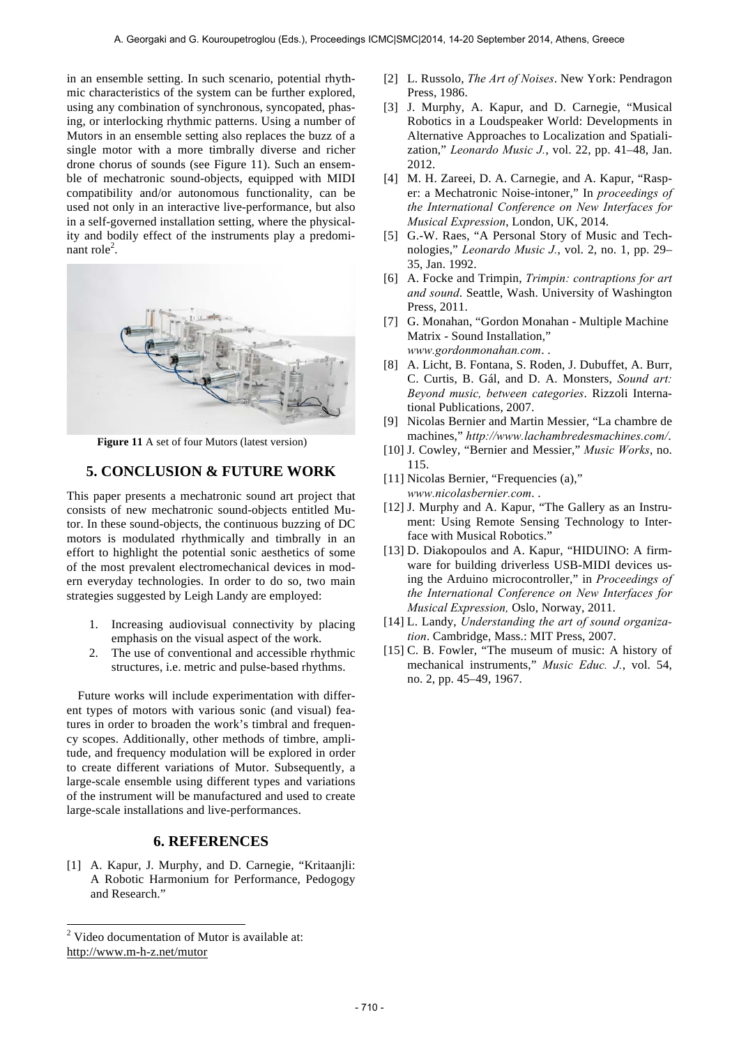in an ensemble setting. In such scenario, potential rhythmic characteristics of the system can be further explored, using any combination of synchronous, syncopated, phasing, or interlocking rhythmic patterns. Using a number of Mutors in an ensemble setting also replaces the buzz of a single motor with a more timbrally diverse and richer drone chorus of sounds (see Figure 11). Such an ensemble of mechatronic sound-objects, equipped with MIDI compatibility and/or autonomous functionality, can be used not only in an interactive live-performance, but also in a self-governed installation setting, where the physicality and bodily effect of the instruments play a predominant role[2].

**Figure 11** A set of four Mutors (latest version)

## 5. CONCLUSION & FUTURE WORK

This paper presents a mechatronic sound art project that consists of new mechatronic sound-objects entitled Mutor. In these sound-objects, the continuous buzzing of DC motors is modulated rhythmically and timbrally in an effort to highlight the potential sonic aesthetics of some of the most prevalent electromechanical devices in modern everyday technologies. In order to do so, two main strategies suggested by Leigh Landy are employed:

1. Increasing audiovisual connectivity by placing emphasis on the visual aspect of the work.
2. The use of conventional and accessible rhythmic structures, i.e. metric and pulse-based rhythms.

Future works will include experimentation with different types of motors with various sonic (and visual) features in order to broaden the work's timbral and frequency scopes. Additionally, other methods of timbre, amplitude, and frequency modulation will be explored in order to create different variations of Mutor. Subsequently, a large-scale ensemble using different types and variations of the instrument will be manufactured and used to create large-scale installations and live-performances.

## 6. REFERENCES

[1] A. Kapur, J. Murphy, and D. Carnegie, "Kritaanjli: A Robotic Harmonium for Performance, Pedogogy and Research."

[2] L. Russolo, *The Art of Noises*. New York: Pendragon Press, 1986.

[3] J. Murphy, A. Kapur, and D. Carnegie, "Musical Robotics in a Loudspeaker World: Developments in Alternative Approaches to Localization and Spatialization," *Leonardo Music J.*, vol. 22, pp. 41–48, Jan. 2012.

[4] M. H. Zareei, D. A. Carnegie, and A. Kapur, "Rasper: a Mechatronic Noise-intoner," In *proceedings of the International Conference on New Interfaces for Musical Expression*, London, UK, 2014.

[5] G.-W. Raes, "A Personal Story of Music and Technologies," *Leonardo Music J.*, vol. 2, no. 1, pp. 29–35, Jan. 1992.

[6] A. Focke and Trimpin, *Trimpin: contraptions for art and sound*. Seattle, Wash. University of Washington Press, 2011.

[7] G. Monahan, "Gordon Monahan - Multiple Machine Matrix - Sound Installation," *www.gordonmonahan.com*. .

[8] A. Licht, B. Fontana, S. Roden, J. Dubuffet, A. Burr, C. Curtis, B. Gál, and D. A. Monsters, *Sound art: Beyond music, between categories*. Rizzoli International Publications, 2007.

[9] Nicolas Bernier and Martin Messier, "La chambre de machines," *http://www.lachambredesmachines.com/*.

[10] J. Cowley, "Bernier and Messier," *Music Works*, no. 115.

[11] Nicolas Bernier, "Frequencies (a)," *www.nicolasbernier.com*. .

[12] J. Murphy and A. Kapur, "The Gallery as an Instrument: Using Remote Sensing Technology to Interface with Musical Robotics."

[13] D. Diakopoulos and A. Kapur, "HIDUINO: A firmware for building driverless USB-MIDI devices using the Arduino microcontroller," in *Proceedings of the International Conference on New Interfaces for Musical Expression,* Oslo, Norway, 2011.

[14] L. Landy, *Understanding the art of sound organization*. Cambridge, Mass.: MIT Press, 2007.

[15] C. B. Fowler, "The museum of music: A history of mechanical instruments," *Music Educ. J.*, vol. 54, no. 2, pp. 45–49, 1967.

---

[2] Video documentation of Mutor is available at: http://www.m-h-z.net/mutor